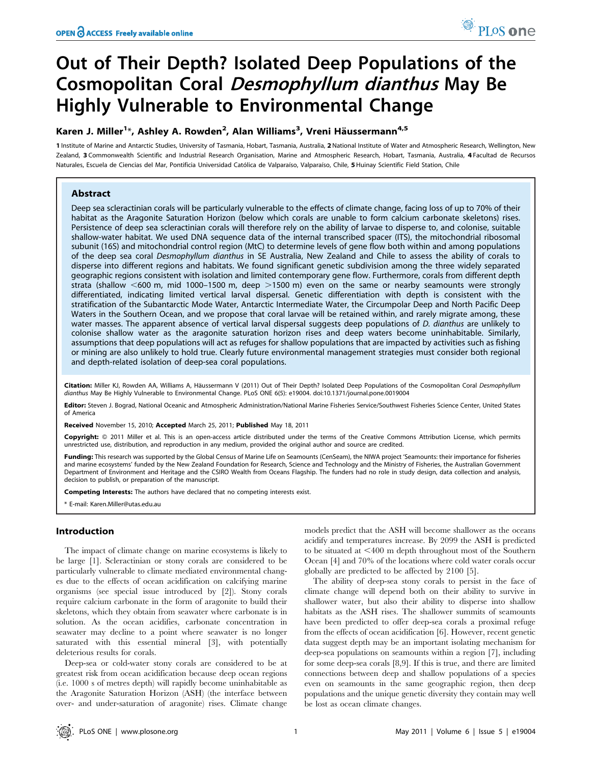OPEN ACCESS Freely available online

# Out of Their Depth? Isolated Deep Populations of the Cosmopolitan Coral *Desmophyllum dianthus* May Be Highly Vulnerable to Environmental Change

**Karen J. Miller[1]*, Ashley A. Rowden[2], Alan Williams[3], Vreni Häussermann[4,5]**

1 Institute of Marine and Antarctic Studies, University of Tasmania, Hobart, Tasmania, Australia, 2 National Institute of Water and Atmospheric Research, Wellington, New Zealand, 3 Commonwealth Scientific and Industrial Research Organisation, Marine and Atmospheric Research, Hobart, Tasmania, Australia, 4 Facultad de Recursos Naturales, Escuela de Ciencias del Mar, Pontificia Universidad Católica de Valparaíso, Valparaíso, Chile, 5 Huinay Scientific Field Station, Chile

## Abstract

Deep sea scleractinian corals will be particularly vulnerable to the effects of climate change, facing loss of up to 70% of their habitat as the Aragonite Saturation Horizon (below which corals are unable to form calcium carbonate skeletons) rises. Persistence of deep sea scleractinian corals will therefore rely on the ability of larvae to disperse to, and colonise, suitable shallow-water habitat. We used DNA sequence data of the internal transcribed spacer (ITS), the mitochondrial ribosomal subunit (16S) and mitochondrial control region (MtC) to determine levels of gene flow both within and among populations of the deep sea coral *Desmophyllum dianthus* in SE Australia, New Zealand and Chile to assess the ability of corals to disperse into different regions and habitats. We found significant genetic subdivision among the three widely separated geographic regions consistent with isolation and limited contemporary gene flow. Furthermore, corals from different depth strata (shallow <600 m, mid 1000–1500 m, deep >1500 m) even on the same or nearby seamounts were strongly differentiated, indicating limited vertical larval dispersal. Genetic differentiation with depth is consistent with the stratification of the Subantarctic Mode Water, Antarctic Intermediate Water, the Circumpolar Deep and North Pacific Deep Waters in the Southern Ocean, and we propose that coral larvae will be retained within, and rarely migrate among, these water masses. The apparent absence of vertical larval dispersal suggests deep populations of *D. dianthus* are unlikely to colonise shallow water as the aragonite saturation horizon rises and deep waters become uninhabitable. Similarly, assumptions that deep populations will act as refuges for shallow populations that are impacted by activities such as fishing or mining are also unlikely to hold true. Clearly future environmental management strategies must consider both regional and depth-related isolation of deep-sea coral populations.

**Citation:** Miller KJ, Rowden AA, Williams A, Häussermann V (2011) Out of Their Depth? Isolated Deep Populations of the Cosmopolitan Coral *Desmophyllum dianthus* May Be Highly Vulnerable to Environmental Change. PLoS ONE 6(5): e19004. doi:10.1371/journal.pone.0019004

**Editor:** Steven J. Bograd, National Oceanic and Atmospheric Administration/National Marine Fisheries Service/Southwest Fisheries Science Center, United States of America

**Received** November 15, 2010; **Accepted** March 25, 2011; **Published** May 18, 2011

**Copyright:** © 2011 Miller et al. This is an open-access article distributed under the terms of the Creative Commons Attribution License, which permits unrestricted use, distribution, and reproduction in any medium, provided the original author and source are credited.

**Funding:** This research was supported by the Global Census of Marine Life on Seamounts (CenSeam), the NIWA project 'Seamounts: their importance for fisheries and marine ecosystems' funded by the New Zealand Foundation for Research, Science and Technology and the Ministry of Fisheries, the Australian Government Department of Environment and Heritage and the CSIRO Wealth from Oceans Flagship. The funders had no role in study design, data collection and analysis, decision to publish, or preparation of the manuscript.

**Competing Interests:** The authors have declared that no competing interests exist.

* E-mail: Karen.Miller@utas.edu.au

## Introduction

The impact of climate change on marine ecosystems is likely to be large [1]. Scleractinian or stony corals are considered to be particularly vulnerable to climate mediated environmental changes due to the effects of ocean acidification on calcifying marine organisms (see special issue introduced by [2]). Stony corals require calcium carbonate in the form of aragonite to build their skeletons, which they obtain from seawater where carbonate is in solution. As the ocean acidifies, carbonate concentration in seawater may decline to a point where seawater is no longer saturated with this essential mineral [3], with potentially deleterious results for corals.

Deep-sea or cold-water stony corals are considered to be at greatest risk from ocean acidification because deep ocean regions (i.e. 1000 s of metres depth) will rapidly become uninhabitable as the Aragonite Saturation Horizon (ASH) (the interface between over- and under-saturation of aragonite) rises. Climate change models predict that the ASH will become shallower as the oceans acidify and temperatures increase. By 2099 the ASH is predicted to be situated at <400 m depth throughout most of the Southern Ocean [4] and 70% of the locations where cold water corals occur globally are predicted to be affected by 2100 [5].

The ability of deep-sea stony corals to persist in the face of climate change will depend both on their ability to survive in shallower water, but also their ability to disperse into shallow habitats as the ASH rises. The shallower summits of seamounts have been predicted to offer deep-sea corals a proximal refuge from the effects of ocean acidification [6]. However, recent genetic data suggest depth may be an important isolating mechanism for deep-sea populations on seamounts within a region [7], including for some deep-sea corals [8,9]. If this is true, and there are limited connections between deep and shallow populations of a species even on seamounts in the same geographic region, then deep populations and the unique genetic diversity they contain may well be lost as ocean climate changes.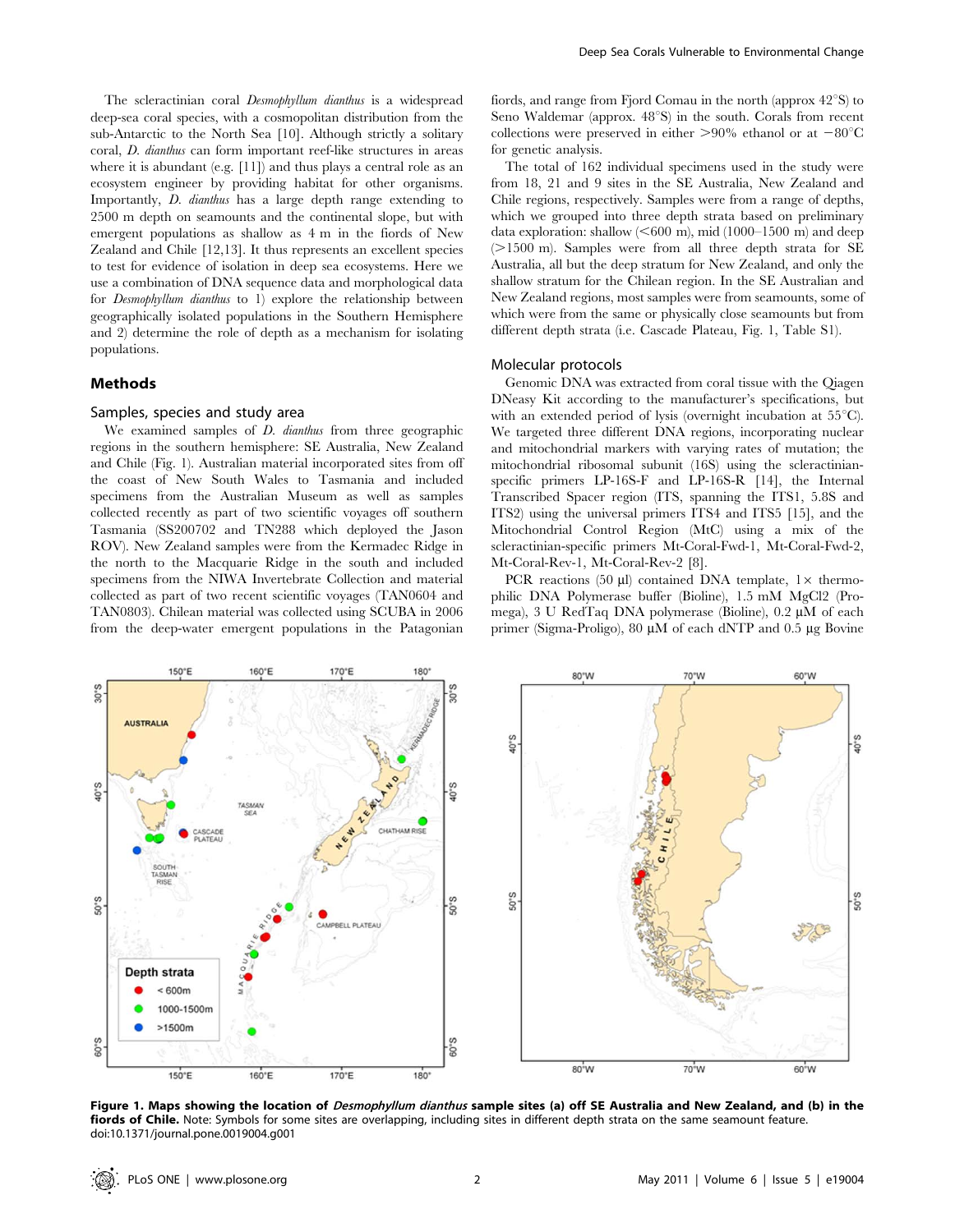The scleractinian coral *Desmophyllum dianthus* is a widespread deep-sea coral species, with a cosmopolitan distribution from the sub-Antarctic to the North Sea [10]. Although strictly a solitary coral, *D. dianthus* can form important reef-like structures in areas where it is abundant (e.g. [11]) and thus plays a central role as an ecosystem engineer by providing habitat for other organisms. Importantly, *D. dianthus* has a large depth range extending to 2500 m depth on seamounts and the continental slope, but with emergent populations as shallow as 4 m in the fiords of New Zealand and Chile [12,13]. It thus represents an excellent species to test for evidence of isolation in deep sea ecosystems. Here we use a combination of DNA sequence data and morphological data for *Desmophyllum dianthus* to 1) explore the relationship between geographically isolated populations in the Southern Hemisphere and 2) determine the role of depth as a mechanism for isolating populations.

## Methods

### Samples, species and study area

We examined samples of *D. dianthus* from three geographic regions in the southern hemisphere: SE Australia, New Zealand and Chile (Fig. 1). Australian material incorporated sites from off the coast of New South Wales to Tasmania and included specimens from the Australian Museum as well as samples collected recently as part of two scientific voyages off southern Tasmania (SS200702 and TN288 which deployed the Jason ROV). New Zealand samples were from the Kermadec Ridge in the north to the Macquarie Ridge in the south and included specimens from the NIWA Invertebrate Collection and material collected as part of two recent scientific voyages (TAN0604 and TAN0803). Chilean material was collected using SCUBA in 2006 from the deep-water emergent populations in the Patagonian fiords, and range from Fjord Comau in the north (approx 42°S) to Seno Waldemar (approx. 48°S) in the south. Corals from recent collections were preserved in either >90% ethanol or at −80°C for genetic analysis.

The total of 162 individual specimens used in the study were from 18, 21 and 9 sites in the SE Australia, New Zealand and Chile regions, respectively. Samples were from a range of depths, which we grouped into three depth strata based on preliminary data exploration: shallow (<600 m), mid (1000–1500 m) and deep (>1500 m). Samples were from all three depth strata for SE Australia, all but the deep stratum for New Zealand, and only the shallow stratum for the Chilean region. In the SE Australian and New Zealand regions, most samples were from seamounts, some of which were from the same or physically close seamounts but from different depth strata (i.e. Cascade Plateau, Fig. 1, Table S1).

### Molecular protocols

Genomic DNA was extracted from coral tissue with the Qiagen DNeasy Kit according to the manufacturer's specifications, but with an extended period of lysis (overnight incubation at 55°C). We targeted three different DNA regions, incorporating nuclear and mitochondrial markers with varying rates of mutation; the mitochondrial ribosomal subunit (16S) using the scleractinian-specific primers LP-16S-F and LP-16S-R [14], the Internal Transcribed Spacer region (ITS, spanning the ITS1, 5.8S and ITS2) using the universal primers ITS4 and ITS5 [15], and the Mitochondrial Control Region (MtC) using a mix of the scleractinian-specific primers Mt-Coral-Fwd-1, Mt-Coral-Fwd-2, Mt-Coral-Rev-1, Mt-Coral-Rev-2 [8].

PCR reactions (50 µl) contained DNA template, 1× thermophilic DNA Polymerase buffer (Bioline), 1.5 mM $MgCl_2$ (Promega), 3 U RedTaq DNA polymerase (Bioline), 0.2 µM of each primer (Sigma-Proligo), 80 µM of each dNTP and 0.5 µg Bovine

**Figure 1. Maps showing the location of *Desmophyllum dianthus* sample sites (a) off SE Australia and New Zealand, and (b) in the fiords of Chile.** Note: Symbols for some sites are overlapping, including sites in different depth strata on the same seamount feature.
doi:10.1371/journal.pone.0019004.g001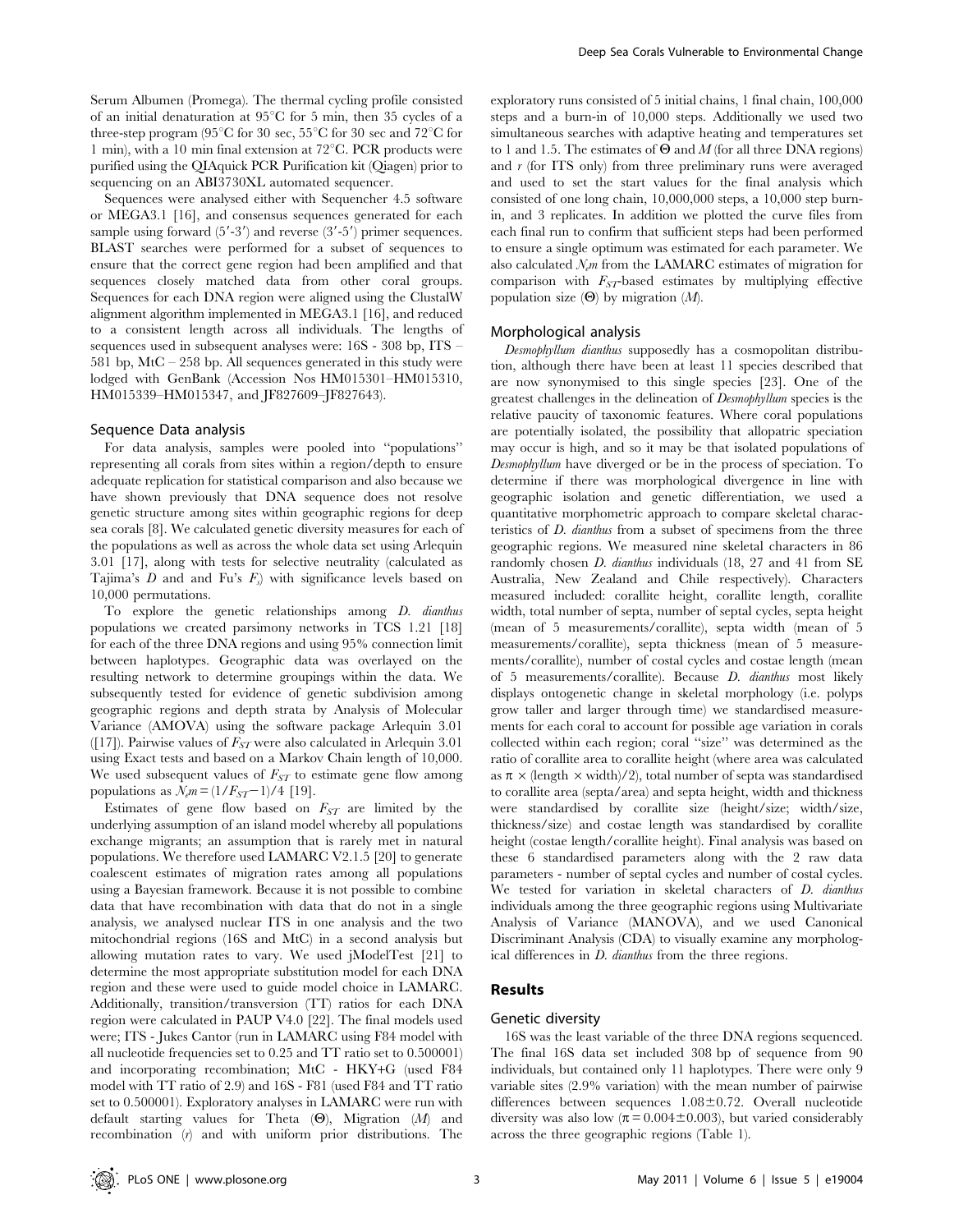Serum Albumen (Promega). The thermal cycling profile consisted of an initial denaturation at 95°C for 5 min, then 35 cycles of a three-step program (95°C for 30 sec, 55°C for 30 sec and 72°C for 1 min), with a 10 min final extension at 72°C. PCR products were purified using the QIAquick PCR Purification kit (Qiagen) prior to sequencing on an ABI3730XL automated sequencer.

Sequences were analysed either with Sequencher 4.5 software or MEGA3.1 [16], and consensus sequences generated for each sample using forward (5′-3′) and reverse (3′-5′) primer sequences. BLAST searches were performed for a subset of sequences to ensure that the correct gene region had been amplified and that sequences closely matched data from other coral groups. Sequences for each DNA region were aligned using the ClustalW alignment algorithm implemented in MEGA3.1 [16], and reduced to a consistent length across all individuals. The lengths of sequences used in subsequent analyses were: 16S - 308 bp, ITS – 581 bp, MtC – 258 bp. All sequences generated in this study were lodged with GenBank (Accession Nos HM015301–HM015310, HM015339–HM015347, and JF827609–JF827643).

### Sequence Data analysis

For data analysis, samples were pooled into "populations" representing all corals from sites within a region/depth to ensure adequate replication for statistical comparison and also because we have shown previously that DNA sequence does not resolve genetic structure among sites within geographic regions for deep sea corals [8]. We calculated genetic diversity measures for each of the populations as well as across the whole data set using Arlequin 3.01 [17], along with tests for selective neutrality (calculated as Tajima's $D$ and and Fu's $F_s$) with significance levels based on 10,000 permutations.

To explore the genetic relationships among *D. dianthus* populations we created parsimony networks in TCS 1.21 [18] for each of the three DNA regions and using 95% connection limit between haplotypes. Geographic data was overlayed on the resulting network to determine groupings within the data. We subsequently tested for evidence of genetic subdivision among geographic regions and depth strata by Analysis of Molecular Variance (AMOVA) using the software package Arlequin 3.01 ([17]). Pairwise values of $F_{ST}$ were also calculated in Arlequin 3.01 using Exact tests and based on a Markov Chain length of 10,000. We used subsequent values of $F_{ST}$ to estimate gene flow among populations as $N_e m = (1/F_{ST} - 1)/4$ [19].

Estimates of gene flow based on $F_{ST}$ are limited by the underlying assumption of an island model whereby all populations exchange migrants; an assumption that is rarely met in natural populations. We therefore used LAMARC V2.1.5 [20] to generate coalescent estimates of migration rates among all populations using a Bayesian framework. Because it is not possible to combine data that have recombination with data that do not in a single analysis, we analysed nuclear ITS in one analysis and the two mitochondrial regions (16S and MtC) in a second analysis but allowing mutation rates to vary. We used jModelTest [21] to determine the most appropriate substitution model for each DNA region and these were used to guide model choice in LAMARC. Additionally, transition/transversion (TT) ratios for each DNA region were calculated in PAUP V4.0 [22]. The final models used were; ITS - Jukes Cantor (run in LAMARC using F84 model with all nucleotide frequencies set to 0.25 and TT ratio set to 0.500001) and incorporating recombination; MtC - HKY+G (used F84 model with TT ratio of 2.9) and 16S - F81 (used F84 and TT ratio set to 0.500001). Exploratory analyses in LAMARC were run with default starting values for Theta ($\Theta$), Migration ($M$) and recombination ($r$) and with uniform prior distributions. The exploratory runs consisted of 5 initial chains, 1 final chain, 100,000 steps and a burn-in of 10,000 steps. Additionally we used two simultaneous searches with adaptive heating and temperatures set to 1 and 1.5. The estimates of $\Theta$ and $M$ (for all three DNA regions) and $r$ (for ITS only) from three preliminary runs were averaged and used to set the start values for the final analysis which consisted of one long chain, 10,000,000 steps, a 10,000 step burn-in, and 3 replicates. In addition we plotted the curve files from each final run to confirm that sufficient steps had been performed to ensure a single optimum was estimated for each parameter. We also calculated $N_e m$ from the LAMARC estimates of migration for comparison with $F_{ST}$-based estimates by multiplying effective population size ($\Theta$) by migration ($M$).

### Morphological analysis

*Desmophyllum dianthus* supposedly has a cosmopolitan distribution, although there have been at least 11 species described that are now synonymised to this single species [23]. One of the greatest challenges in the delineation of *Desmophyllum* species is the relative paucity of taxonomic features. Where coral populations are potentially isolated, the possibility that allopatric speciation may occur is high, and so it may be that isolated populations of *Desmophyllum* have diverged or be in the process of speciation. To determine if there was morphological divergence in line with geographic isolation and genetic differentiation, we used a quantitative morphometric approach to compare skeletal characteristics of *D. dianthus* from a subset of specimens from the three geographic regions. We measured nine skeletal characters in 86 randomly chosen *D. dianthus* individuals (18, 27 and 41 from SE Australia, New Zealand and Chile respectively). Characters measured included: corallite height, corallite length, corallite width, total number of septa, number of septal cycles, septa height (mean of 5 measurements/corallite), septa width (mean of 5 measurements/corallite), septa thickness (mean of 5 measurements/corallite), number of costal cycles and costae length (mean of 5 measurements/corallite). Because *D. dianthus* most likely displays ontogenetic change in skeletal morphology (i.e. polyps grow taller and larger through time) we standardised measurements for each coral to account for possible age variation in corals collected within each region; coral "size" was determined as the ratio of corallite area to corallite height (where area was calculated as $\pi \times (\text{length} \times \text{width})/2$), total number of septa was standardised to corallite area (septa/area) and septa height, width and thickness were standardised by corallite size (height/size; width/size, thickness/size) and costae length was standardised by corallite height (costae length/corallite height). Final analysis was based on these 6 standardised parameters along with the 2 raw data parameters - number of septal cycles and number of costal cycles. We tested for variation in skeletal characters of *D. dianthus* individuals among the three geographic regions using Multivariate Analysis of Variance (MANOVA), and we used Canonical Discriminant Analysis (CDA) to visually examine any morphological differences in *D. dianthus* from the three regions.

## Results

### Genetic diversity

16S was the least variable of the three DNA regions sequenced. The final 16S data set included 308 bp of sequence from 90 individuals, but contained only 11 haplotypes. There were only 9 variable sites (2.9% variation) with the mean number of pairwise differences between sequences $1.08 \pm 0.72$. Overall nucleotide diversity was also low ($\pi = 0.004 \pm 0.003$), but varied considerably across the three geographic regions (Table 1).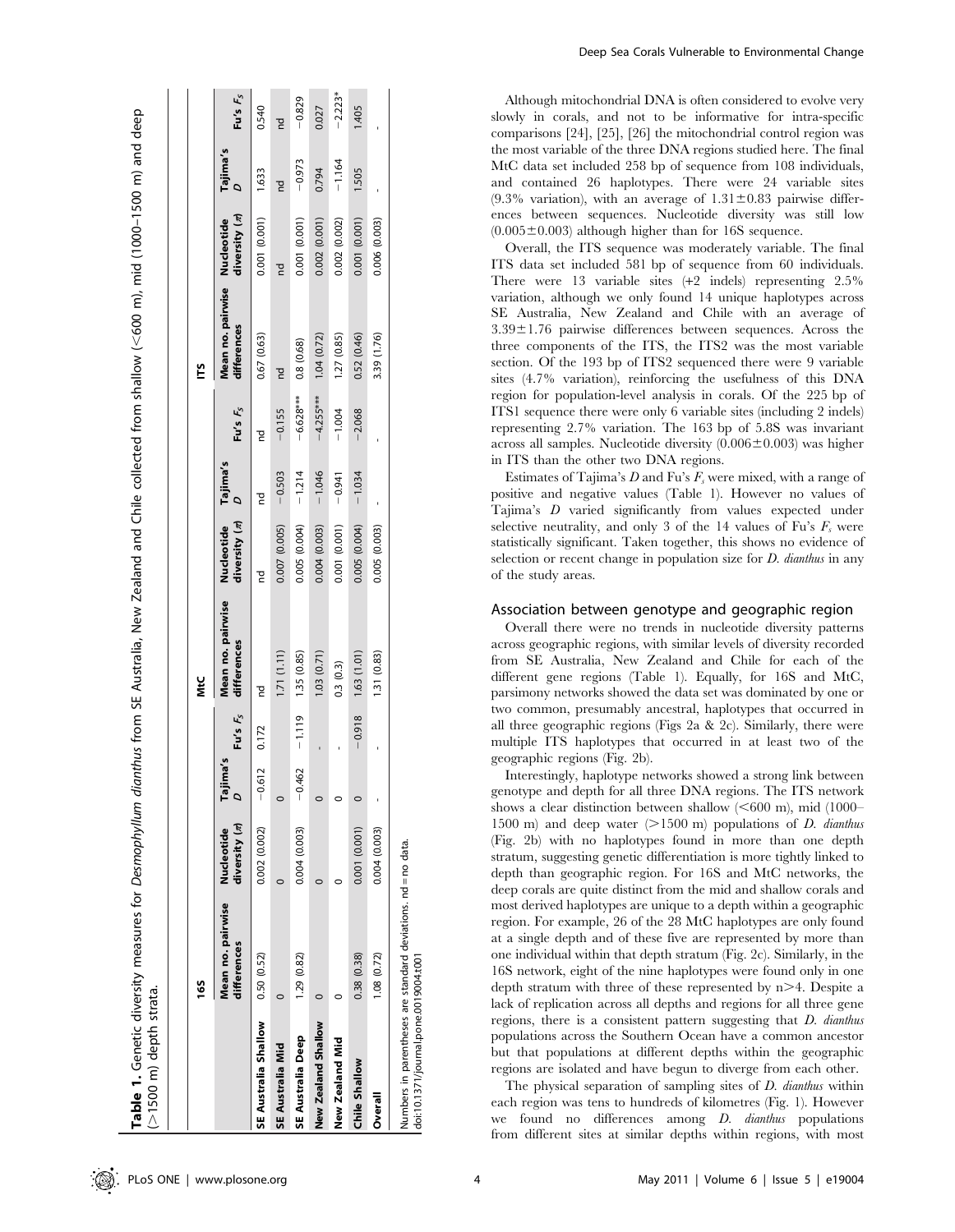**Table 1.** Genetic diversity measures for *Desmophyllum dianthus* from SE Australia, New Zealand and Chile collected from shallow (<600 m), mid (1000–1500 m) and deep (>1500 m) depth strata.

| | 16S | | | | MtC | | | | ITS | | | |
|---|---|---|---|---|---|---|---|---|---|---|---|---|
| | Mean no. pairwise differences | Nucleotide diversity (π) | Tajima's D | Fu's $F_S$ | Mean no. pairwise differences | Nucleotide diversity (π) | Tajima's D | Fu's $F_S$ | Mean no. pairwise differences | Nucleotide diversity (π) | Tajima's D | Fu's $F_S$ |
| **SE Australia Shallow** | 0.50 (0.52) | 0.002 (0.002) | −0.612 | 0.172 | nd | nd | nd | nd | 0.67 (0.63) | 0.001 (0.001) | 1.633 | 0.540 |
| **SE Australia Mid** | 0 | 0 | 0 | | 1.71 (1.11) | 0.007 (0.005) | −0.503 | −0.155 | nd | nd | nd | nd |
| **SE Australia Deep** | 1.29 (0.82) | 0.004 (0.003) | −0.462 | −1.119 | 1.35 (0.85) | 0.005 (0.004) | −1.214 | −6.628*** | 0.8 (0.68) | 0.001 (0.001) | −0.973 | −0.829 |
| **New Zealand Shallow** | 0 | 0 | 0 | - | 1.03 (0.71) | 0.004 (0.003) | −1.046 | −4.255*** | 1.04 (0.72) | 0.002 (0.001) | 0.794 | 0.027 |
| **New Zealand Mid** | 0 | 0 | 0 | - | 0.3 (0.3) | 0.001 (0.001) | −0.941 | −1.004 | 1.27 (0.85) | 0.002 (0.002) | −1.164 | −2.223* |
| **Chile Shallow** | 0.38 (0.38) | 0.001 (0.001) | 0 | −0.918 | 1.63 (1.01) | 0.005 (0.004) | −1.034 | −2.068 | 0.52 (0.46) | 0.001 (0.001) | 1.505 | 1.405 |
| **Overall** | 1.08 (0.72) | 0.004 (0.003) | - | - | 1.31 (0.83) | 0.005 (0.003) | - | - | 3.39 (1.76) | 0.006 (0.003) | - | - |

Numbers in parentheses are standard deviations. nd = no data.
doi:10.1371/journal.pone.0019004.t001

Although mitochondrial DNA is often considered to evolve very slowly in corals, and not to be informative for intra-specific comparisons [24], [25], [26] the mitochondrial control region was the most variable of the three DNA regions studied here. The final MtC data set included 258 bp of sequence from 108 individuals, and contained 26 haplotypes. There were 24 variable sites (9.3% variation), with an average of 1.31±0.83 pairwise differences between sequences. Nucleotide diversity was still low (0.005±0.003) although higher than for 16S sequence.

Overall, the ITS sequence was moderately variable. The final ITS data set included 581 bp of sequence from 60 individuals. There were 13 variable sites (+2 indels) representing 2.5% variation, although we only found 14 unique haplotypes across SE Australia, New Zealand and Chile with an average of 3.39±1.76 pairwise differences between sequences. Across the three components of the ITS, the ITS2 was the most variable section. Of the 193 bp of ITS2 sequenced there were 9 variable sites (4.7% variation), reinforcing the usefulness of this DNA region for population-level analysis in corals. Of the 225 bp of ITS1 sequence there were only 6 variable sites (including 2 indels) representing 2.7% variation. The 163 bp of 5.8S was invariant across all samples. Nucleotide diversity (0.006±0.003) was higher in ITS than the other two DNA regions.

Estimates of Tajima's *D* and Fu's $F_s$ were mixed, with a range of positive and negative values (Table 1). However no values of Tajima's *D* varied significantly from values expected under selective neutrality, and only 3 of the 14 values of Fu's $F_s$ were statistically significant. Taken together, this shows no evidence of selection or recent change in population size for *D. dianthus* in any of the study areas.

## Association between genotype and geographic region

Overall there were no trends in nucleotide diversity patterns across geographic regions, with similar levels of diversity recorded from SE Australia, New Zealand and Chile for each of the different gene regions (Table 1). Equally, for 16S and MtC, parsimony networks showed the data set was dominated by one or two common, presumably ancestral, haplotypes that occurred in all three geographic regions (Figs 2a & 2c). Similarly, there were multiple ITS haplotypes that occurred in at least two of the geographic regions (Fig. 2b).

Interestingly, haplotype networks showed a strong link between genotype and depth for all three DNA regions. The ITS network shows a clear distinction between shallow (<600 m), mid (1000–1500 m) and deep water (>1500 m) populations of *D. dianthus* (Fig. 2b) with no haplotypes found in more than one depth stratum, suggesting genetic differentiation is more tightly linked to depth than geographic region. For 16S and MtC networks, the deep corals are quite distinct from the mid and shallow corals and most derived haplotypes are unique to a depth within a geographic region. For example, 26 of the 28 MtC haplotypes are only found at a single depth and of these five are represented by more than one individual within that depth stratum (Fig. 2c). Similarly, in the 16S network, eight of the nine haplotypes were found only in one depth stratum with three of these represented by n>4. Despite a lack of replication across all depths and regions for all three gene regions, there is a consistent pattern suggesting that *D. dianthus* populations across the Southern Ocean have a common ancestor but that populations at different depths within the geographic regions are isolated and have begun to diverge from each other.

The physical separation of sampling sites of *D. dianthus* within each region was tens to hundreds of kilometres (Fig. 1). However we found no differences among *D. dianthus* populations from different sites at similar depths within regions, with most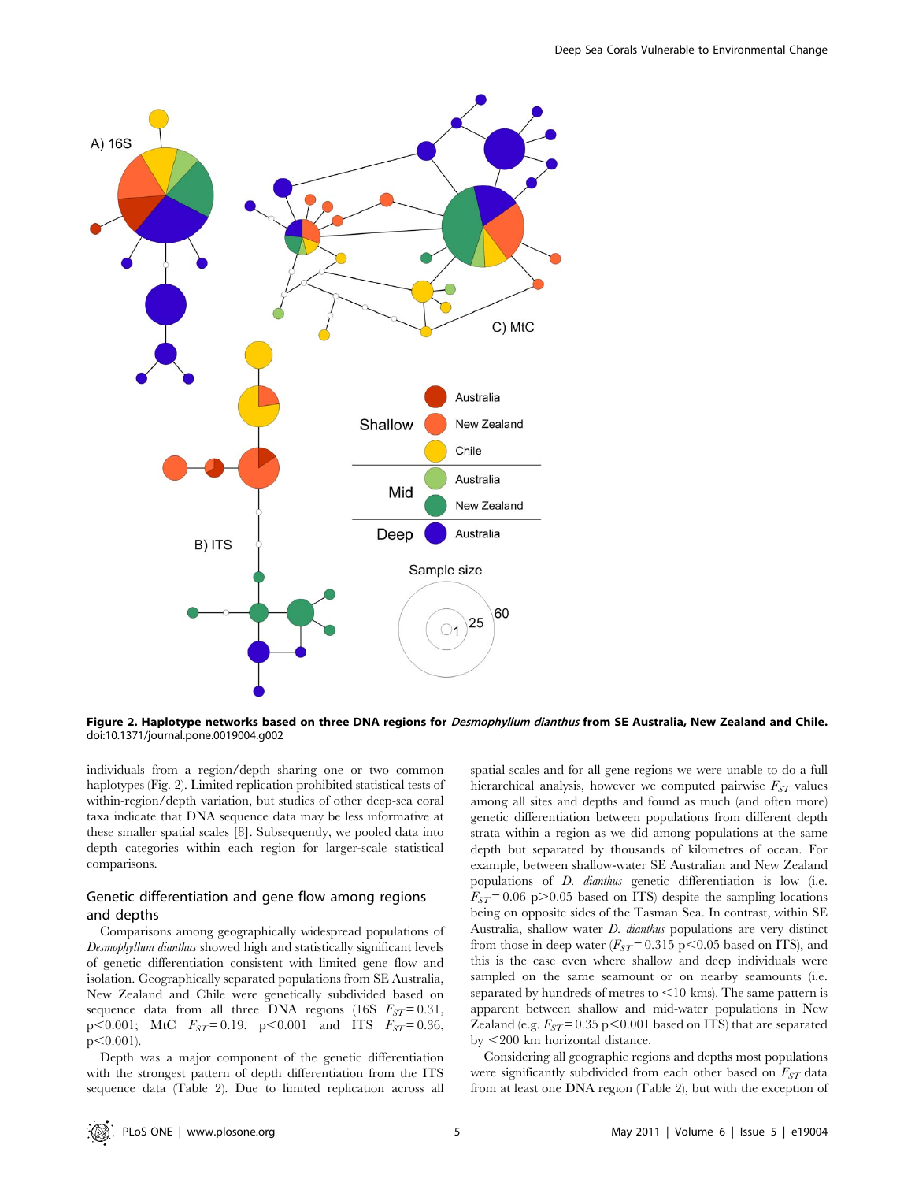**Figure 2. Haplotype networks based on three DNA regions for *Desmophyllum dianthus* from SE Australia, New Zealand and Chile.**
doi:10.1371/journal.pone.0019004.g002

individuals from a region/depth sharing one or two common haplotypes (Fig. 2). Limited replication prohibited statistical tests of within-region/depth variation, but studies of other deep-sea coral taxa indicate that DNA sequence data may be less informative at these smaller spatial scales [8]. Subsequently, we pooled data into depth categories within each region for larger-scale statistical comparisons.

## Genetic differentiation and gene flow among regions and depths

Comparisons among geographically widespread populations of *Desmophyllum dianthus* showed high and statistically significant levels of genetic differentiation consistent with limited gene flow and isolation. Geographically separated populations from SE Australia, New Zealand and Chile were genetically subdivided based on sequence data from all three DNA regions (16S $F_{ST} = 0.31$, $p < 0.001$; MtC $F_{ST} = 0.19$, $p < 0.001$ and ITS $F_{ST} = 0.36$, $p < 0.001$).

Depth was a major component of the genetic differentiation with the strongest pattern of depth differentiation from the ITS sequence data (Table 2). Due to limited replication across all spatial scales and for all gene regions we were unable to do a full hierarchical analysis, however we computed pairwise $F_{ST}$ values among all sites and depths and found as much (and often more) genetic differentiation between populations from different depth strata within a region as we did among populations at the same depth but separated by thousands of kilometres of ocean. For example, between shallow-water SE Australian and New Zealand populations of *D. dianthus* genetic differentiation is low (i.e. $F_{ST} = 0.06$ $p > 0.05$ based on ITS) despite the sampling locations being on opposite sides of the Tasman Sea. In contrast, within SE Australia, shallow water *D. dianthus* populations are very distinct from those in deep water ($F_{ST} = 0.315$ $p < 0.05$ based on ITS), and this is the case even where shallow and deep individuals were sampled on the same seamount or on nearby seamounts (i.e. separated by hundreds of metres to <10 kms). The same pattern is apparent between shallow and mid-water populations in New Zealand (e.g. $F_{ST} = 0.35$ $p < 0.001$ based on ITS) that are separated by <200 km horizontal distance.

Considering all geographic regions and depths most populations were significantly subdivided from each other based on $F_{ST}$ data from at least one DNA region (Table 2), but with the exception of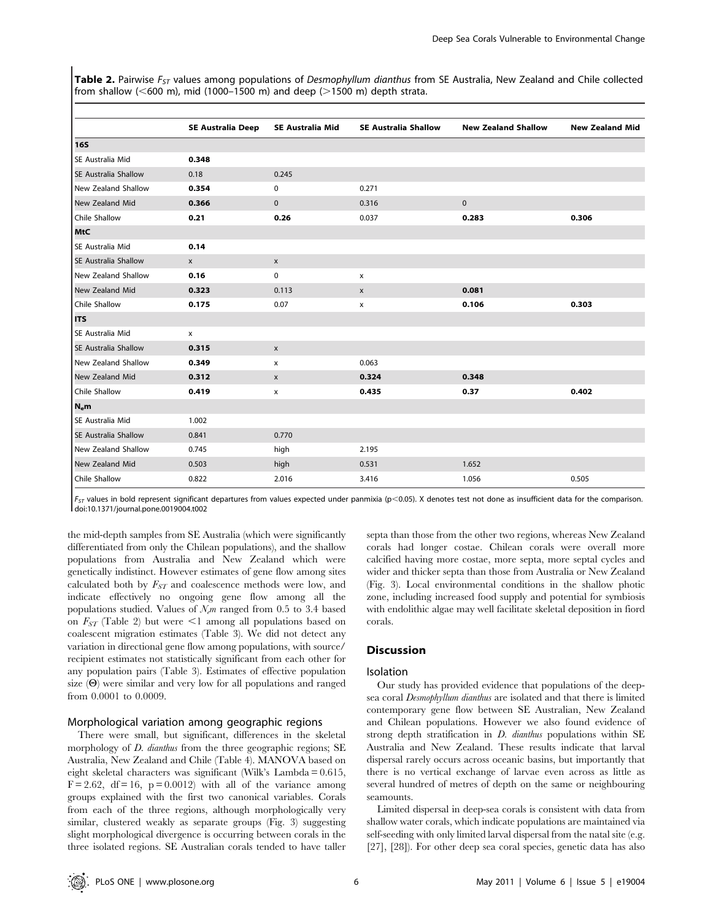**Table 2.** Pairwise $F_{ST}$ values among populations of *Desmophyllum dianthus* from SE Australia, New Zealand and Chile collected from shallow (<600 m), mid (1000–1500 m) and deep (>1500 m) depth strata.

| | SE Australia Deep | SE Australia Mid | SE Australia Shallow | New Zealand Shallow | New Zealand Mid |
|---|---|---|---|---|---|
| **16S** | | | | | |
| SE Australia Mid | **0.348** | | | | |
| SE Australia Shallow | 0.18 | 0.245 | | | |
| New Zealand Shallow | **0.354** | 0 | 0.271 | | |
| New Zealand Mid | **0.366** | 0 | 0.316 | 0 | |
| Chile Shallow | **0.21** | **0.26** | 0.037 | **0.283** | **0.306** |
| **MtC** | | | | | |
| SE Australia Mid | **0.14** | | | | |
| SE Australia Shallow | x | x | | | |
| New Zealand Shallow | **0.16** | 0 | x | | |
| New Zealand Mid | **0.323** | 0.113 | x | **0.081** | |
| Chile Shallow | **0.175** | 0.07 | x | **0.106** | **0.303** |
| **ITS** | | | | | |
| SE Australia Mid | x | | | | |
| SE Australia Shallow | **0.315** | x | | | |
| New Zealand Shallow | **0.349** | x | 0.063 | | |
| New Zealand Mid | **0.312** | x | **0.324** | **0.348** | |
| Chile Shallow | **0.419** | x | **0.435** | **0.37** | **0.402** |
| **$N_em$** | | | | | |
| SE Australia Mid | 1.002 | | | | |
| SE Australia Shallow | 0.841 | 0.770 | | | |
| New Zealand Shallow | 0.745 | high | 2.195 | | |
| New Zealand Mid | 0.503 | high | 0.531 | 1.652 | |
| Chile Shallow | 0.822 | 2.016 | 3.416 | 1.056 | 0.505 |

$F_{ST}$ values in bold represent significant departures from values expected under panmixia ($p<0.05$). X denotes test not done as insufficient data for the comparison.
doi:10.1371/journal.pone.0019004.t002

the mid-depth samples from SE Australia (which were significantly differentiated from only the Chilean populations), and the shallow populations from Australia and New Zealand which were genetically indistinct. However estimates of gene flow among sites calculated both by $F_{ST}$ and coalescence methods were low, and indicate effectively no ongoing gene flow among all the populations studied. Values of $N_em$ ranged from 0.5 to 3.4 based on $F_{ST}$ (Table 2) but were <1 among all populations based on coalescent migration estimates (Table 3). We did not detect any variation in directional gene flow among populations, with source/recipient estimates not statistically significant from each other for any population pairs (Table 3). Estimates of effective population size ($\Theta$) were similar and very low for all populations and ranged from 0.0001 to 0.0009.

### Morphological variation among geographic regions

There were small, but significant, differences in the skeletal morphology of *D. dianthus* from the three geographic regions; SE Australia, New Zealand and Chile (Table 4). MANOVA based on eight skeletal characters was significant (Wilk's Lambda = 0.615, $F = 2.62$, $df = 16$, $p = 0.0012$) with all of the variance among groups explained with the first two canonical variables. Corals from each of the three regions, although morphologically very similar, clustered weakly as separate groups (Fig. 3) suggesting slight morphological divergence is occurring between corals in the three isolated regions. SE Australian corals tended to have taller septa than those from the other two regions, whereas New Zealand corals had longer costae. Chilean corals were overall more calcified having more costae, more septa, more septal cycles and wider and thicker septa than those from Australia or New Zealand (Fig. 3). Local environmental conditions in the shallow photic zone, including increased food supply and potential for symbiosis with endolithic algae may well facilitate skeletal deposition in fiord corals.

## Discussion

### Isolation

Our study has provided evidence that populations of the deep-sea coral *Desmophyllum dianthus* are isolated and that there is limited contemporary gene flow between SE Australian, New Zealand and Chilean populations. However we also found evidence of strong depth stratification in *D. dianthus* populations within SE Australia and New Zealand. These results indicate that larval dispersal rarely occurs across oceanic basins, but importantly that there is no vertical exchange of larvae even across as little as several hundred of metres of depth on the same or neighbouring seamounts.

Limited dispersal in deep-sea corals is consistent with data from shallow water corals, which indicate populations are maintained via self-seeding with only limited larval dispersal from the natal site (e.g. [27], [28]). For other deep sea coral species, genetic data has also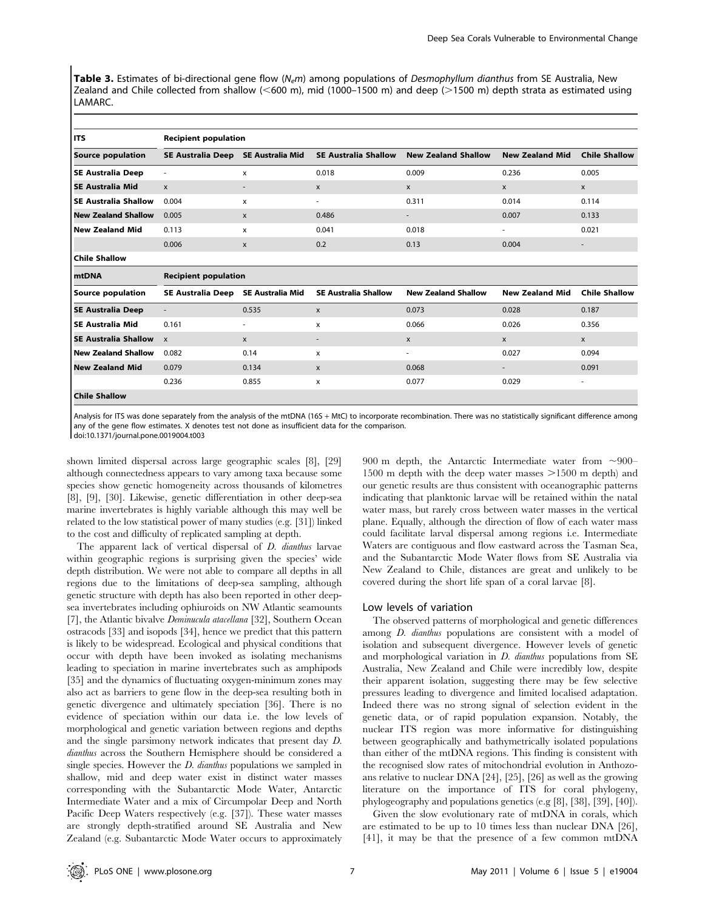**Table 3.** Estimates of bi-directional gene flow ($N_em$) among populations of *Desmophyllum dianthus* from SE Australia, New Zealand and Chile collected from shallow (<600 m), mid (1000–1500 m) and deep (>1500 m) depth strata as estimated using LAMARC.

| ITS | Recipient population | | | | | |
|---|---|---|---|---|---|---|
| **Source population** | **SE Australia Deep** | **SE Australia Mid** | **SE Australia Shallow** | **New Zealand Shallow** | **New Zealand Mid** | **Chile Shallow** |
| **SE Australia Deep** | - | x | 0.018 | 0.009 | 0.236 | 0.005 |
| **SE Australia Mid** | x | - | x | x | x | x |
| **SE Australia Shallow** | 0.004 | x | - | 0.311 | 0.014 | 0.114 |
| **New Zealand Shallow** | 0.005 | x | 0.486 | - | 0.007 | 0.133 |
| **New Zealand Mid** | 0.113 | x | 0.041 | 0.018 | - | 0.021 |
| **Chile Shallow** | 0.006 | x | 0.2 | 0.13 | 0.004 | - |
| **mtDNA** | **Recipient population** | | | | | |
| **Source population** | **SE Australia Deep** | **SE Australia Mid** | **SE Australia Shallow** | **New Zealand Shallow** | **New Zealand Mid** | **Chile Shallow** |
| **SE Australia Deep** | - | 0.535 | x | 0.073 | 0.028 | 0.187 |
| **SE Australia Mid** | 0.161 | - | x | 0.066 | 0.026 | 0.356 |
| **SE Australia Shallow** | x | x | - | x | x | x |
| **New Zealand Shallow** | 0.082 | 0.14 | x | - | 0.027 | 0.094 |
| **New Zealand Mid** | 0.079 | 0.134 | x | 0.068 | - | 0.091 |
| **Chile Shallow** | 0.236 | 0.855 | x | 0.077 | 0.029 | - |

Analysis for ITS was done separately from the analysis of the mtDNA (16S + MtC) to incorporate recombination. There was no statistically significant difference among any of the gene flow estimates. X denotes test not done as insufficient data for the comparison.

doi:10.1371/journal.pone.0019004.t003

shown limited dispersal across large geographic scales [8], [29] although connectedness appears to vary among taxa because some species show genetic homogeneity across thousands of kilometres [8], [9], [30]. Likewise, genetic differentiation in other deep-sea marine invertebrates is highly variable although this may well be related to the low statistical power of many studies (e.g. [31]) linked to the cost and difficulty of replicated sampling at depth.

The apparent lack of vertical dispersal of *D. dianthus* larvae within geographic regions is surprising given the species' wide depth distribution. We were not able to compare all depths in all regions due to the limitations of deep-sea sampling, although genetic structure with depth has also been reported in other deep-sea invertebrates including ophiuroids on NW Atlantic seamounts [7], the Atlantic bivalve *Deminucula atacellana* [32], Southern Ocean ostracods [33] and isopods [34], hence we predict that this pattern is likely to be widespread. Ecological and physical conditions that occur with depth have been invoked as isolating mechanisms leading to speciation in marine invertebrates such as amphipods [35] and the dynamics of fluctuating oxygen-minimum zones may also act as barriers to gene flow in the deep-sea resulting both in genetic divergence and ultimately speciation [36]. There is no evidence of speciation within our data i.e. the low levels of morphological and genetic variation between regions and depths and the single parsimony network indicates that present day *D. dianthus* across the Southern Hemisphere should be considered a single species. However the *D. dianthus* populations we sampled in shallow, mid and deep water exist in distinct water masses corresponding with the Subantarctic Mode Water, Antarctic Intermediate Water and a mix of Circumpolar Deep and North Pacific Deep Waters respectively (e.g. [37]). These water masses are strongly depth-stratified around SE Australia and New Zealand (e.g. Subantarctic Mode Water occurs to approximately 900 m depth, the Antarctic Intermediate water from ~900–1500 m depth with the deep water masses >1500 m depth) and our genetic results are thus consistent with oceanographic patterns indicating that planktonic larvae will be retained within the natal water mass, but rarely cross between water masses in the vertical plane. Equally, although the direction of flow of each water mass could facilitate larval dispersal among regions i.e. Intermediate Waters are contiguous and flow eastward across the Tasman Sea, and the Subantarctic Mode Water flows from SE Australia via New Zealand to Chile, distances are great and unlikely to be covered during the short life span of a coral larvae [8].

## Low levels of variation

The observed patterns of morphological and genetic differences among *D. dianthus* populations are consistent with a model of isolation and subsequent divergence. However levels of genetic and morphological variation in *D. dianthus* populations from SE Australia, New Zealand and Chile were incredibly low, despite their apparent isolation, suggesting there may be few selective pressures leading to divergence and limited localised adaptation. Indeed there was no strong signal of selection evident in the genetic data, or of rapid population expansion. Notably, the nuclear ITS region was more informative for distinguishing between geographically and bathymetrically isolated populations than either of the mtDNA regions. This finding is consistent with the recognised slow rates of mitochondrial evolution in Anthozoans relative to nuclear DNA [24], [25], [26] as well as the growing literature on the importance of ITS for coral phylogeny, phylogeography and populations genetics (e.g [8], [38], [39], [40]).

Given the slow evolutionary rate of mtDNA in corals, which are estimated to be up to 10 times less than nuclear DNA [26], [41], it may be that the presence of a few common mtDNA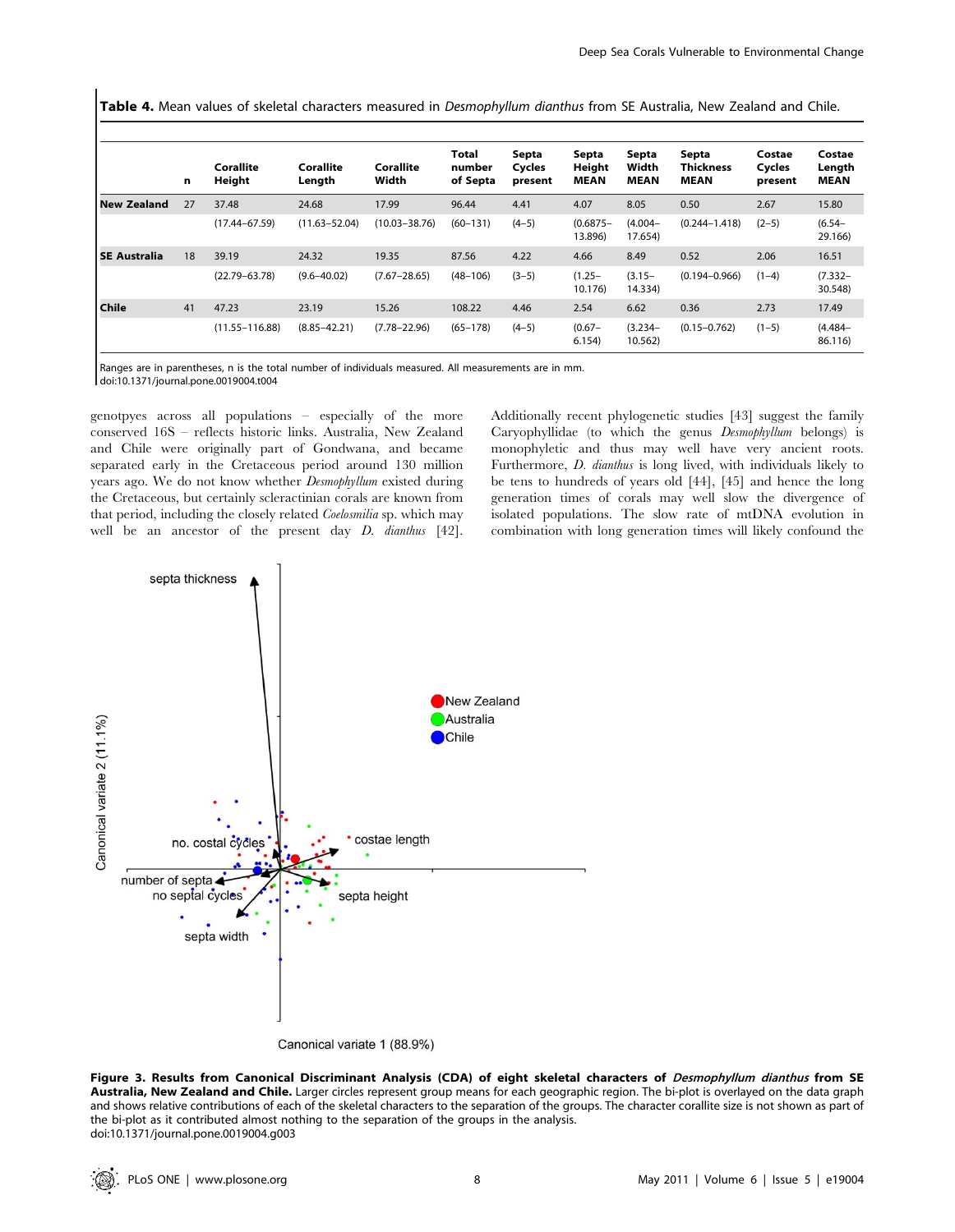**Table 4.** Mean values of skeletal characters measured in *Desmophyllum dianthus* from SE Australia, New Zealand and Chile.

| | n | Corallite Height | Corallite Length | Corallite Width | Total number of Septa | Septa Cycles present | Septa Height MEAN | Septa Width MEAN | Septa Thickness MEAN | Costae Cycles present | Costae Length MEAN |
|---|---|---|---|---|---|---|---|---|---|---|---|
| **New Zealand** | 27 | 37.48 | 24.68 | 17.99 | 96.44 | 4.41 | 4.07 | 8.05 | 0.50 | 2.67 | 15.80 |
| | | (17.44–67.59) | (11.63–52.04) | (10.03–38.76) | (60–131) | (4–5) | (0.6875–13.896) | (4.004–17.654) | (0.244–1.418) | (2–5) | (6.54–29.166) |
| **SE Australia** | 18 | 39.19 | 24.32 | 19.35 | 87.56 | 4.22 | 4.66 | 8.49 | 0.52 | 2.06 | 16.51 |
| | | (22.79–63.78) | (9.6–40.02) | (7.67–28.65) | (48–106) | (3–5) | (1.25–10.176) | (3.15–14.334) | (0.194–0.966) | (1–4) | (7.332–30.548) |
| **Chile** | 41 | 47.23 | 23.19 | 15.26 | 108.22 | 4.46 | 2.54 | 6.62 | 0.36 | 2.73 | 17.49 |
| | | (11.55–116.88) | (8.85–42.21) | (7.78–22.96) | (65–178) | (4–5) | (0.67–6.154) | (3.234–10.562) | (0.15–0.762) | (1–5) | (4.484–86.116) |

Ranges are in parentheses, n is the total number of individuals measured. All measurements are in mm.
doi:10.1371/journal.pone.0019004.t004

genotpyes across all populations – especially of the more conserved 16S – reflects historic links. Australia, New Zealand and Chile were originally part of Gondwana, and became separated early in the Cretaceous period around 130 million years ago. We do not know whether *Desmophyllum* existed during the Cretaceous, but certainly scleractinian corals are known from that period, including the closely related *Coelosmilia* sp. which may well be an ancestor of the present day *D. dianthus* [42]. Additionally recent phylogenetic studies [43] suggest the family Caryophyllidae (to which the genus *Desmophyllum* belongs) is monophyletic and thus may well have very ancient roots. Furthermore, *D. dianthus* is long lived, with individuals likely to be tens to hundreds of years old [44], [45] and hence the long generation times of corals may well slow the divergence of isolated populations. The slow rate of mtDNA evolution in combination with long generation times will likely confound the

**Figure 3. Results from Canonical Discriminant Analysis (CDA) of eight skeletal characters of *Desmophyllum dianthus* from SE Australia, New Zealand and Chile.** Larger circles represent group means for each geographic region. The bi-plot is overlayed on the data graph and shows relative contributions of each of the skeletal characters to the separation of the groups. The character corallite size is not shown as part of the bi-plot as it contributed almost nothing to the separation of the groups in the analysis.
doi:10.1371/journal.pone.0019004.g003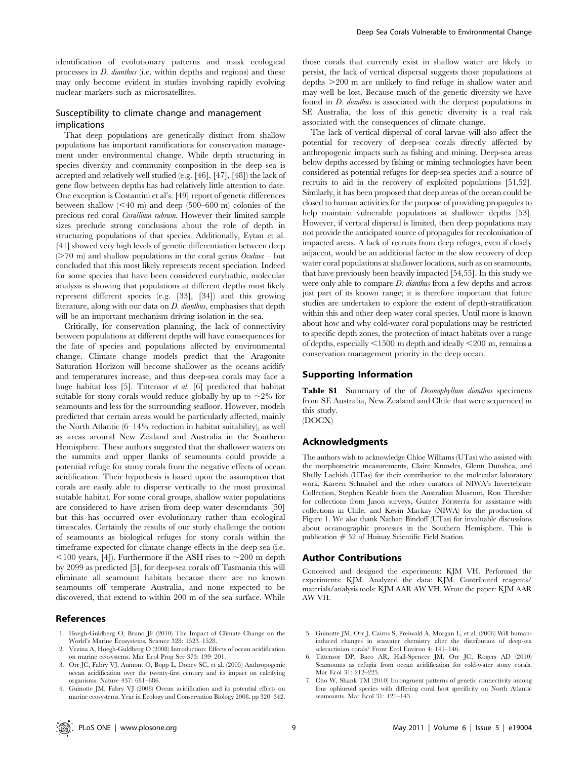identification of evolutionary patterns and mask ecological processes in *D. dianthus* (i.e. within depths and regions) and these may only become evident in studies involving rapidly evolving nuclear markers such as microsatellites.

### Susceptibility to climate change and management implications

That deep populations are genetically distinct from shallow populations has important ramifications for conservation management under environmental change. While depth structuring in species diversity and community composition in the deep sea is accepted and relatively well studied (e.g. [46], [47], [48]) the lack of gene flow between depths has had relatively little attention to date. One exception is Costantini et al's. [49] report of genetic differences between shallow (<40 m) and deep (500–600 m) colonies of the precious red coral *Corallium rubrum*. However their limited sample sizes preclude strong conclusions about the role of depth in structuring populations of that species. Additionally, Eytan et al. [41] showed very high levels of genetic differentiation between deep (>70 m) and shallow populations in the coral genus *Oculina* – but concluded that this most likely represents recent speciation. Indeed for some species that have been considered eurybathic, molecular analysis is showing that populations at different depths most likely represent different species (e.g. [33], [34]) and this growing literature, along with our data on *D. dianthus*, emphasises that depth will be an important mechanism driving isolation in the sea.

Critically, for conservation planning, the lack of connectivity between populations at different depths will have consequences for the fate of species and populations affected by environmental change. Climate change models predict that the Aragonite Saturation Horizon will become shallower as the oceans acidify and temperatures increase, and thus deep-sea corals may face a huge habitat loss [5]. Tittensor *et al.* [6] predicted that habitat suitable for stony corals would reduce globally by up to ~2% for seamounts and less for the surrounding seafloor. However, models predicted that certain areas would be particularly affected, mainly the North Atlantic (6–14% reduction in habitat suitability), as well as areas around New Zealand and Australia in the Southern Hemisphere. These authors suggested that the shallower waters on the summits and upper flanks of seamounts could provide a potential refuge for stony corals from the negative effects of ocean acidification. Their hypothesis is based upon the assumption that corals are easily able to disperse vertically to the most proximal suitable habitat. For some coral groups, shallow water populations are considered to have arisen from deep water descendants [50] but this has occurred over evolutionary rather than ecological timescales. Certainly the results of our study challenge the notion of seamounts as biological refuges for stony corals within the timeframe expected for climate change effects in the deep sea (i.e. <100 years, [4]). Furthermore if the ASH rises to ~200 m depth by 2099 as predicted [5], for deep-sea corals off Tasmania this will eliminate all seamount habitats because there are no known seamounts off temperate Australia, and none expected to be discovered, that extend to within 200 m of the sea surface. While those corals that currently exist in shallow water are likely to persist, the lack of vertical dispersal suggests those populations at depths >200 m are unlikely to find refuge in shallow water and may well be lost. Because much of the genetic diversity we have found in *D. dianthus* is associated with the deepest populations in SE Australia, the loss of this genetic diversity is a real risk associated with the consequences of climate change.

The lack of vertical dispersal of coral larvae will also affect the potential for recovery of deep-sea corals directly affected by anthropogenic impacts such as fishing and mining. Deep-sea areas below depths accessed by fishing or mining technologies have been considered as potential refuges for deep-sea species and a source of recruits to aid in the recovery of exploited populations [51,52]. Similarly, it has been proposed that deep areas of the ocean could be closed to human activities for the purpose of providing propagules to help maintain vulnerable populations at shallower depths [53]. However, if vertical dispersal is limited, then deep populations may not provide the anticipated source of propagules for recolonisation of impacted areas. A lack of recruits from deep refuges, even if closely adjacent, would be an additional factor in the slow recovery of deep water coral populations at shallower locations, such as on seamounts, that have previously been heavily impacted [54,55]. In this study we were only able to compare *D. dianthus* from a few depths and across just part of its known range; it is therefore important that future studies are undertaken to explore the extent of depth-stratification within this and other deep water coral species. Until more is known about how and why cold-water coral populations may be restricted to specific depth zones, the protection of intact habitats over a range of depths, especially <1500 m depth and ideally <200 m, remains a conservation management priority in the deep ocean.

## Supporting Information

**Table S1** Summary of the of *Desmophyllum dianthus* specimens from SE Australia, New Zealand and Chile that were sequenced in this study.
(DOCX)

## Acknowledgments

The authors wish to acknowledge Chloe Williams (UTas) who assisted with the morphometric measurements, Claire Knowles, Glenn Dunshea, and Shelly Lachish (UTas) for their contribution to the molecular laboratory work, Kareen Schnabel and the other curators of NIWA's Invertebrate Collection, Stephen Keable from the Australian Museum, Ron Thresher for collections from Jason surveys, Gunter Försterra for assistance with collections in Chile, and Kevin Mackay (NIWA) for the production of Figure 1. We also thank Nathan Bindoff (UTas) for invaluable discussions about oceanographic processes in the Southern Hemisphere. This is publication # 52 of Huinay Scientific Field Station.

## Author Contributions

Conceived and designed the experiments: KJM VH. Performed the experiments: KJM. Analyzed the data: KJM. Contributed reagents/materials/analysis tools: KJM AAR AW VH. Wrote the paper: KJM AAR AW VH.

## References

1. Hoegh-Guldberg O, Bruno JF (2010) The Impact of Climate Change on the World's Marine Ecosystems. Science 328: 1523–1528.
2. Vezina A, Hoegh-Guldberg O (2008) Introduction: Effects of ocean acidification on marine ecosystems. Mar Ecol Prog Ser 373: 199–201.
3. Orr JC, Fabry VJ, Aumont O, Bopp L, Doney SC, et al. (2005) Anthropogenic ocean acidification over the twenty-first century and its impact on calcifying organisms. Nature 437: 681–686.
4. Guinotte JM, Fabry VJ (2008) Ocean acidification and its potential effects on marine ecosystems. Year in Ecology and Conservation Biology 2008. pp 320–342.
5. Guinotte JM, Orr J, Cairns S, Freiwald A, Morgan L, et al. (2006) Will human-induced changes in seawater chemistry alter the distribution of deep-sea scleractinian corals? Front Ecol Environ 4: 141–146.
6. Tittensor DP, Baco AR, Hall-Spencer JM, Orr JC, Rogers AD (2010) Seamounts as refugia from ocean acidification for cold-water stony corals. Mar Ecol 31: 212–225.
7. Cho W, Shank TM (2010) Incongruent patterns of genetic connectivity among four ophiuroid species with differing coral host specificity on North Atlantic seamounts. Mar Ecol 31: 121–143.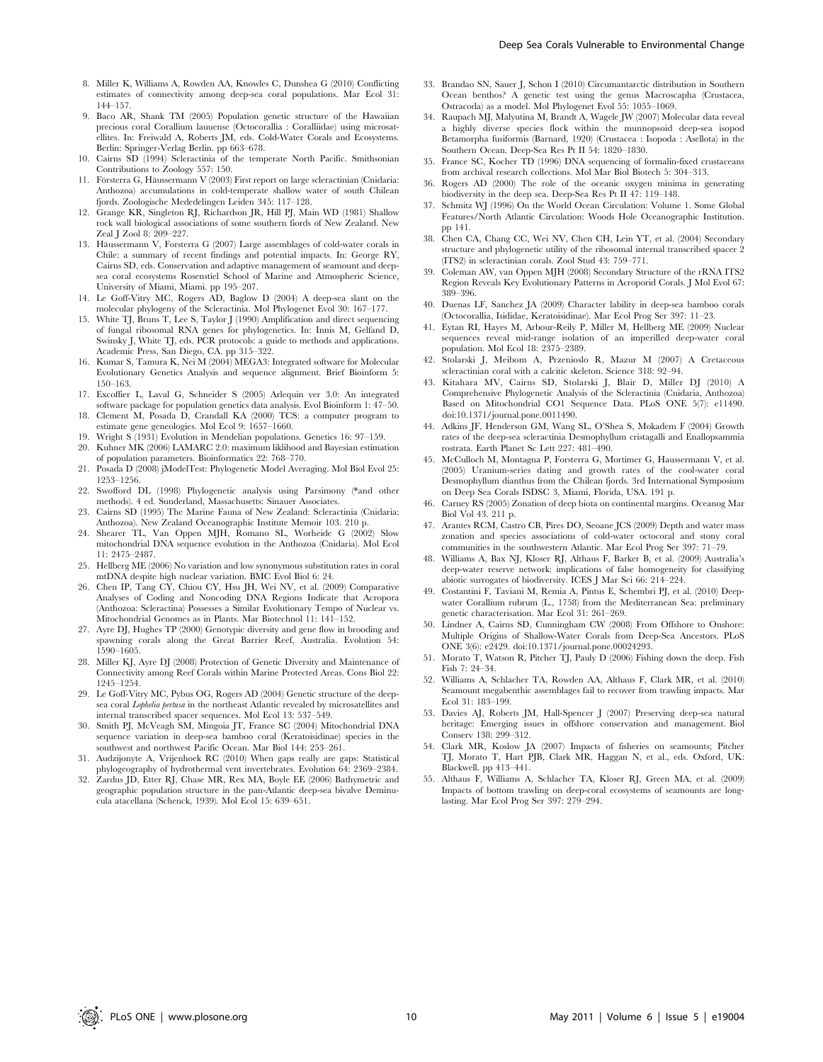8. Miller K, Williams A, Rowden AA, Knowles C, Dunshea G (2010) Conflicting estimates of connectivity among deep-sea coral populations. Mar Ecol 31: 144–157.
9. Baco AR, Shank TM (2005) Population genetic structure of the Hawaiian precious coral Corallium lauuense (Octocorallia : Coralliidae) using microsatellites. In: Freiwald A, Roberts JM, eds. Cold-Water Corals and Ecosystems. Berlin: Springer-Verlag Berlin. pp 663–678.
10. Cairns SD (1994) Scleractinia of the temperate North Pacific. Smithsonian Contributions to Zoology 557: 150.
11. Försterra G, Häussermann V (2003) First report on large scleractinian (Cnidaria: Anthozoa) accumulations in cold-temperate shallow water of south Chilean fjords. Zoologische Mededelingen Leiden 345: 117–128.
12. Grange KR, Singleton RJ, Richardson JR, Hill PJ, Main WD (1981) Shallow rock wall biological associations of some southern fiords of New Zealand. New Zeal J Zool 8: 209–227.
13. Häussermann V, Forsterra G (2007) Large assemblages of cold-water corals in Chile: a summary of recent findings and potential impacts. In: George RY, Cairns SD, eds. Conservation and adaptive management of seamount and deep-sea coral ecosystems Rosenstiel School of Marine and Atmospheric Science, University of Miami, Miami. pp 195–207.
14. Le Goff-Vitry MC, Rogers AD, Baglow D (2004) A deep-sea slant on the molecular phylogeny of the Scleractinia. Mol Phylogenet Evol 30: 167–177.
15. White TJ, Bruns T, Lee S, Taylor J (1990) Amplification and direct sequencing of fungal ribosomal RNA genes for phylogenetics. In: Innis M, Gelfand D, Swinsky J, White TJ, eds. PCR protocols: a guide to methods and applications. Academic Press, San Diego, CA. pp 315–322.
16. Kumar S, Tamura K, Nei M (2004) MEGA3: Integrated software for Molecular Evolutionary Genetics Analysis and sequence alignment. Brief Bioinform 5: 150–163.
17. Excoffier L, Laval G, Schneider S (2005) Arlequin ver 3.0: An integrated software package for population genetics data analysis. Evol Bioinform 1: 47–50.
18. Clement M, Posada D, Crandall KA (2000) TCS: a computer program to estimate gene geneologies. Mol Ecol 9: 1657–1660.
19. Wright S (1931) Evolution in Mendelian populations. Genetics 16: 97–159.
20. Kuhner MK (2006) LAMARC 2.0: maximum liklihood and Bayesian estimation of population parameters. Bioinformatics 22: 768–770.
21. Posada D (2008) jModelTest: Phylogenetic Model Averaging. Mol Biol Evol 25: 1253–1256.
22. Swofford DL (1998) Phylogenetic analysis using Parsimony (*and other methods). 4 ed. Sunderland, Massachusetts: Sinauer Associates.
23. Cairns SD (1995) The Marine Fauna of New Zealand: Scleractinia (Cnidaria: Anthozoa). New Zealand Oceanographic Institute Memoir 103. 210 p.
24. Shearer TL, Van Oppen MJH, Romano SL, Worheide G (2002) Slow mitochondrial DNA sequence evolution in the Anthozoa (Cnidaria). Mol Ecol 11: 2475–2487.
25. Hellberg ME (2006) No variation and low synonymous substitution rates in coral mtDNA despite high nuclear variation. BMC Evol Biol 6: 24.
26. Chen IP, Tang CY, Chiou CY, Hsu JH, Wei NV, et al. (2009) Comparative Analyses of Coding and Noncoding DNA Regions Indicate that Acropora (Anthozoa: Scleractina) Possesses a Similar Evolutionary Tempo of Nuclear vs. Mitochondrial Genomes as in Plants. Mar Biotechnol 11: 141–152.
27. Ayre DJ, Hughes TP (2000) Genotypic diversity and gene flow in brooding and spawning corals along the Great Barrier Reef, Australia. Evolution 54: 1590–1605.
28. Miller KJ, Ayre DJ (2008) Protection of Genetic Diversity and Maintenance of Connectivity among Reef Corals within Marine Protected Areas. Cons Biol 22: 1245–1254.
29. Le Goff-Vitry MC, Pybus OG, Rogers AD (2004) Genetic structure of the deep-sea coral *Lophelia pertusa* in the northeast Atlantic revealed by microsatellites and internal transcribed spacer sequences. Mol Ecol 13: 537–549.
30. Smith PJ, McVeagh SM, Mingoia JT, France SC (2004) Mitochondrial DNA sequence variation in deep-sea bamboo coral (Keratoisidinae) species in the southwest and northwest Pacific Ocean. Mar Biol 144: 253–261.
31. Audzijonyte A, Vrijenhoek RC (2010) When gaps really are gaps: Statistical phylogeography of hydrothermal vent invertebrates. Evolution 64: 2369–2384.
32. Zardus JD, Etter RJ, Chase MR, Rex MA, Boyle EE (2006) Bathymetric and geographic population structure in the pan-Atlantic deep-sea bivalve Deminucula atacellana (Schenck, 1939). Mol Ecol 15: 639–651.
33. Brandao SN, Sauer J, Schon I (2010) Circumantarctic distribution in Southern Ocean benthos? A genetic test using the genus Macroscapha (Crustacea, Ostracoda) as a model. Mol Phylogenet Evol 55: 1055–1069.
34. Raupach MJ, Malyutina M, Brandt A, Wagele JW (2007) Molecular data reveal a highly diverse species flock within the munnopsoid deep-sea isopod Betamorpha fusiformis (Barnard, 1920) (Crustacea : Isopoda : Asellota) in the Southern Ocean. Deep-Sea Res Pt II 54: 1820–1830.
35. France SC, Kocher TD (1996) DNA sequencing of formalin-fixed crustaceans from archival research collections. Mol Mar Biol Biotech 5: 304–313.
36. Rogers AD (2000) The role of the oceanic oxygen minima in generating biodiversity in the deep sea. Deep-Sea Res Pt II 47: 119–148.
37. Schmitz WJ (1996) On the World Ocean Circulation: Volume 1. Some Global Features/North Atlantic Circulation: Woods Hole Oceanographic Institution. pp 141.
38. Chen CA, Chang CC, Wei NV, Chen CH, Lein YT, et al. (2004) Secondary structure and phylogenetic utility of the ribosomal internal transcribed spacer 2 (ITS2) in scleractinian corals. Zool Stud 43: 759–771.
39. Coleman AW, van Oppen MJH (2008) Secondary Structure of the rRNA ITS2 Region Reveals Key Evolutionary Patterns in Acroporid Corals. J Mol Evol 67: 389–396.
40. Duenas LF, Sanchez JA (2009) Character lability in deep-sea bamboo corals (Octocorallia, Isididae, Keratoisidinae). Mar Ecol Prog Ser 397: 11–23.
41. Eytan RI, Hayes M, Arbour-Reily P, Miller M, Hellberg ME (2009) Nuclear sequences reveal mid-range isolation of an imperilled deep-water coral population. Mol Ecol 18: 2375–2389.
42. Stolarski J, Meibom A, Przenioslo R, Mazur M (2007) A Cretaceous scleractinian coral with a calcitic skeleton. Science 318: 92–94.
43. Kitahara MV, Cairns SD, Stolarski J, Blair D, Miller DJ (2010) A Comprehensive Phylogenetic Analysis of the Scleractinia (Cnidaria, Anthozoa) Based on Mitochondrial CO1 Sequence Data. PLoS ONE 5(7): e11490. doi:10.1371/journal.pone.0011490.
44. Adkins JF, Henderson GM, Wang SL, O'Shea S, Mokadem F (2004) Growth rates of the deep-sea scleractinia Desmophyllum cristagalli and Enallopsammia rostrata. Earth Planet Sc Lett 227: 481–490.
45. McCulloch M, Montagna P, Forsterra G, Mortimer G, Haussermann V, et al. (2005) Uranium-series dating and growth rates of the cool-water coral Desmophyllum dianthus from the Chilean fjords. 3rd International Symposium on Deep Sea Corals ISDSC 3, Miami, Florida, USA. 191 p.
46. Carney RS (2005) Zonation of deep biota on continental margins. Oceanog Mar Biol Vol 43. 211 p.
47. Arantes RCM, Castro CB, Pires DO, Seoane JCS (2009) Depth and water mass zonation and species associations of cold-water octocoral and stony coral communities in the southwestern Atlantic. Mar Ecol Prog Ser 397: 71–79.
48. Williams A, Bax NJ, Kloser RJ, Althaus F, Barker B, et al. (2009) Australia's deep-water reserve network: implications of false homogeneity for classifying abiotic surrogates of biodiversity. ICES J Mar Sci 66: 214–224.
49. Costantini F, Taviani M, Remia A, Pintus E, Schembri PJ, et al. (2010) Deep-water Corallium rubrum (L., 1758) from the Mediterranean Sea: preliminary genetic characterisation. Mar Ecol 31: 261–269.
50. Lindner A, Cairns SD, Cunningham CW (2008) From Offshore to Onshore: Multiple Origins of Shallow-Water Corals from Deep-Sea Ancestors. PLoS ONE 3(6): e2429. doi:10.1371/journal.pone.00024293.
51. Morato T, Watson R, Pitcher TJ, Pauly D (2006) Fishing down the deep. Fish Fish 7: 24–34.
52. Williams A, Schlacher TA, Rowden AA, Althaus F, Clark MR, et al. (2010) Seamount megabenthic assemblages fail to recover from trawling impacts. Mar Ecol 31: 183–199.
53. Davies AJ, Roberts JM, Hall-Spencer J (2007) Preserving deep-sea natural heritage: Emerging issues in offshore conservation and management. Biol Conserv 138: 299–312.
54. Clark MR, Koslow JA (2007) Impacts of fisheries on seamounts; Pitcher TJ, Morato T, Hart PJB, Clark MR, Haggan N, et al., eds. Oxford, UK: Blackwell. pp 413–441.
55. Althaus F, Williams A, Schlacher TA, Kloser RJ, Green MA, et al. (2009) Impacts of bottom trawling on deep-coral ecosystems of seamounts are long-lasting. Mar Ecol Prog Ser 397: 279–294.